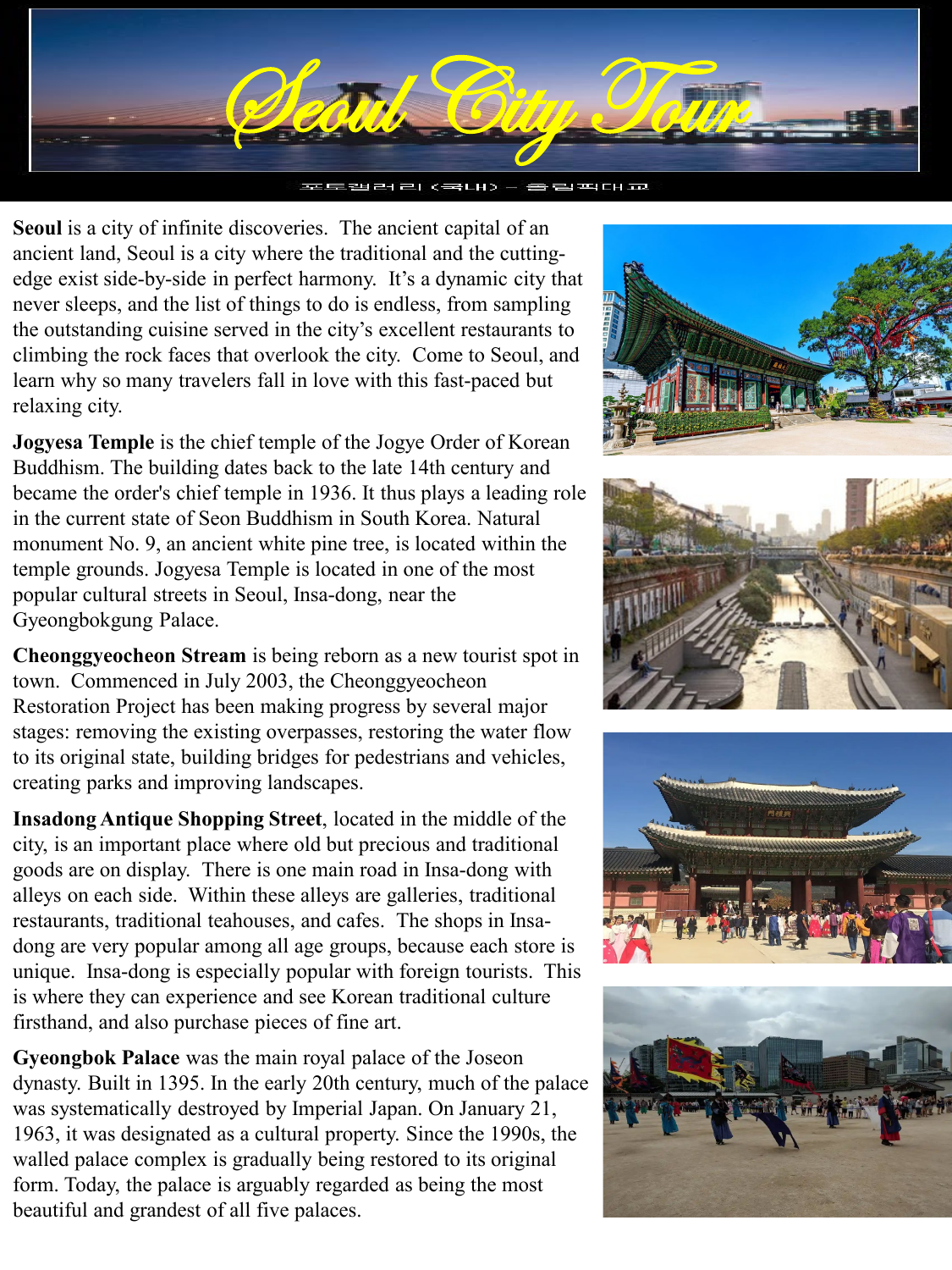# Seoul City Tour

포토갤러리(국내) - 올림픽대교

**Seoul** is a city of infinite discoveries. The ancient capital of an ancient land, Seoul is a city where the traditional and the cutting-edge exist side-by-side in perfect harmony. It's a dynamic city that never sleeps, and the list of things to do is endless, from sampling the outstanding cuisine served in the city's excellent restaurants to climbing the rock faces that overlook the city. Come to Seoul, and learn why so many travelers fall in love with this fast-paced but relaxing city.

**Jogyesa Temple** is the chief temple of the Jogye Order of Korean Buddhism. The building dates back to the late 14th century and became the order's chief temple in 1936. It thus plays a leading role in the current state of Seon Buddhism in South Korea. Natural monument No. 9, an ancient white pine tree, is located within the temple grounds. Jogyesa Temple is located in one of the most popular cultural streets in Seoul, Insa-dong, near the Gyeongbokgung Palace.

**Cheonggyeocheon Stream** is being reborn as a new tourist spot in town. Commenced in July 2003, the Cheonggyeocheon Restoration Project has been making progress by several major stages: removing the existing overpasses, restoring the water flow to its original state, building bridges for pedestrians and vehicles, creating parks and improving landscapes.

**Insadong Antique Shopping Street**, located in the middle of the city, is an important place where old but precious and traditional goods are on display. There is one main road in Insa-dong with alleys on each side. Within these alleys are galleries, traditional restaurants, traditional teahouses, and cafes. The shops in Insa-dong are very popular among all age groups, because each store is unique. Insa-dong is especially popular with foreign tourists. This is where they can experience and see Korean traditional culture firsthand, and also purchase pieces of fine art.

**Gyeongbok Palace** was the main royal palace of the Joseon dynasty. Built in 1395. In the early 20th century, much of the palace was systematically destroyed by Imperial Japan. On January 21, 1963, it was designated as a cultural property. Since the 1990s, the walled palace complex is gradually being restored to its original form. Today, the palace is arguably regarded as being the most beautiful and grandest of all five palaces.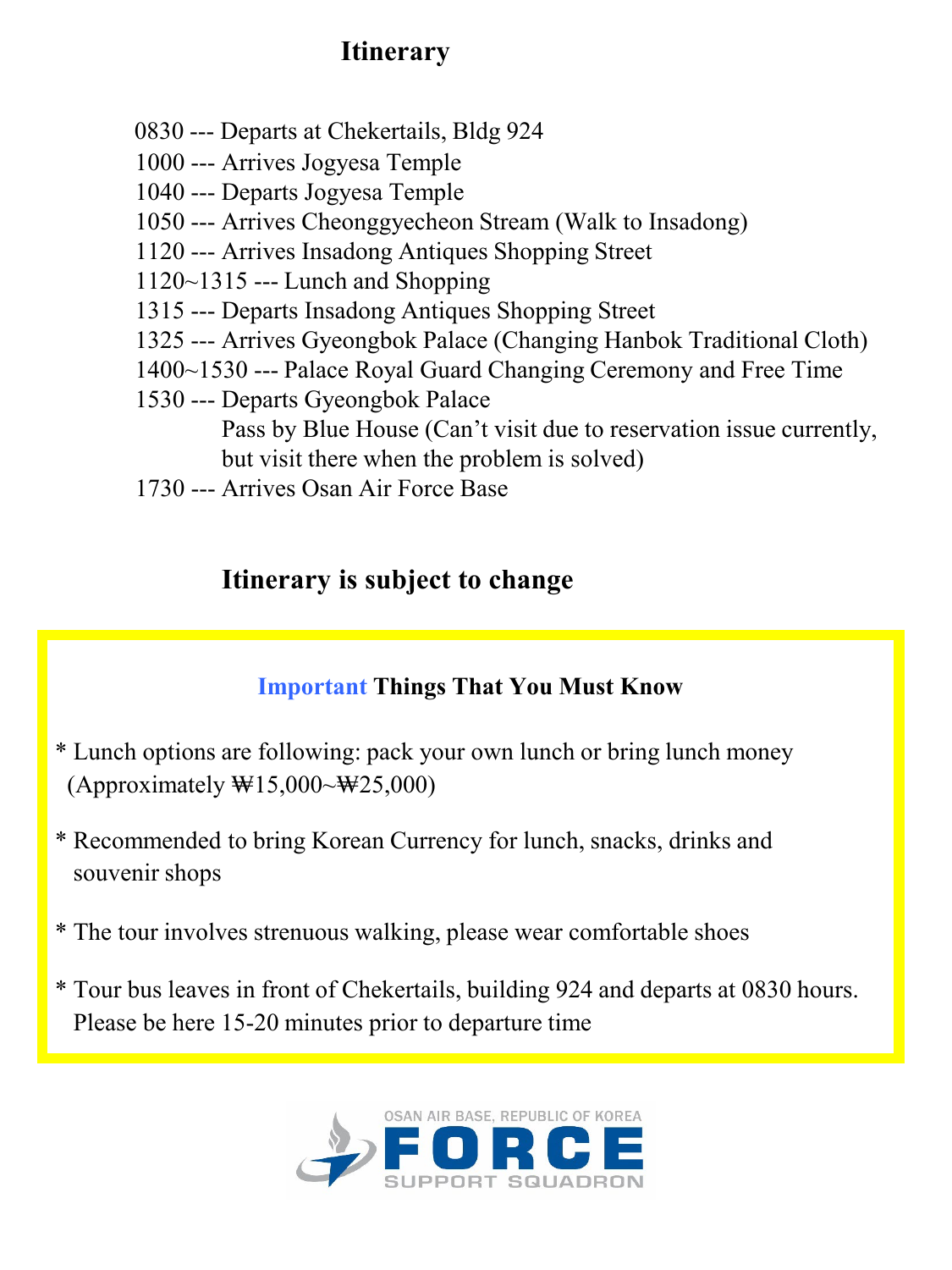# Itinerary

0830 --- Departs at Chekertails, Bldg 924
1000 --- Arrives Jogyesa Temple
1040 --- Departs Jogyesa Temple
1050 --- Arrives Cheonggyecheon Stream (Walk to Insadong)
1120 --- Arrives Insadong Antiques Shopping Street
1120~1315 --- Lunch and Shopping
1315 --- Departs Insadong Antiques Shopping Street
1325 --- Arrives Gyeongbok Palace (Changing Hanbok Traditional Cloth)
1400~1530 --- Palace Royal Guard Changing Ceremony and Free Time
1530 --- Departs Gyeongbok Palace
Pass by Blue House (Can't visit due to reservation issue currently, but visit there when the problem is solved)
1730 --- Arrives Osan Air Force Base

## Itinerary is subject to change

### Important Things That You Must Know

* Lunch options are following: pack your own lunch or bring lunch money (Approximately ₩15,000~₩25,000)

* Recommended to bring Korean Currency for lunch, snacks, drinks and souvenir shops

* The tour involves strenuous walking, please wear comfortable shoes

* Tour bus leaves in front of Chekertails, building 924 and departs at 0830 hours. Please be here 15-20 minutes prior to departure time

OSAN AIR BASE, REPUBLIC OF KOREA
FORCE
SUPPORT SQUADRON